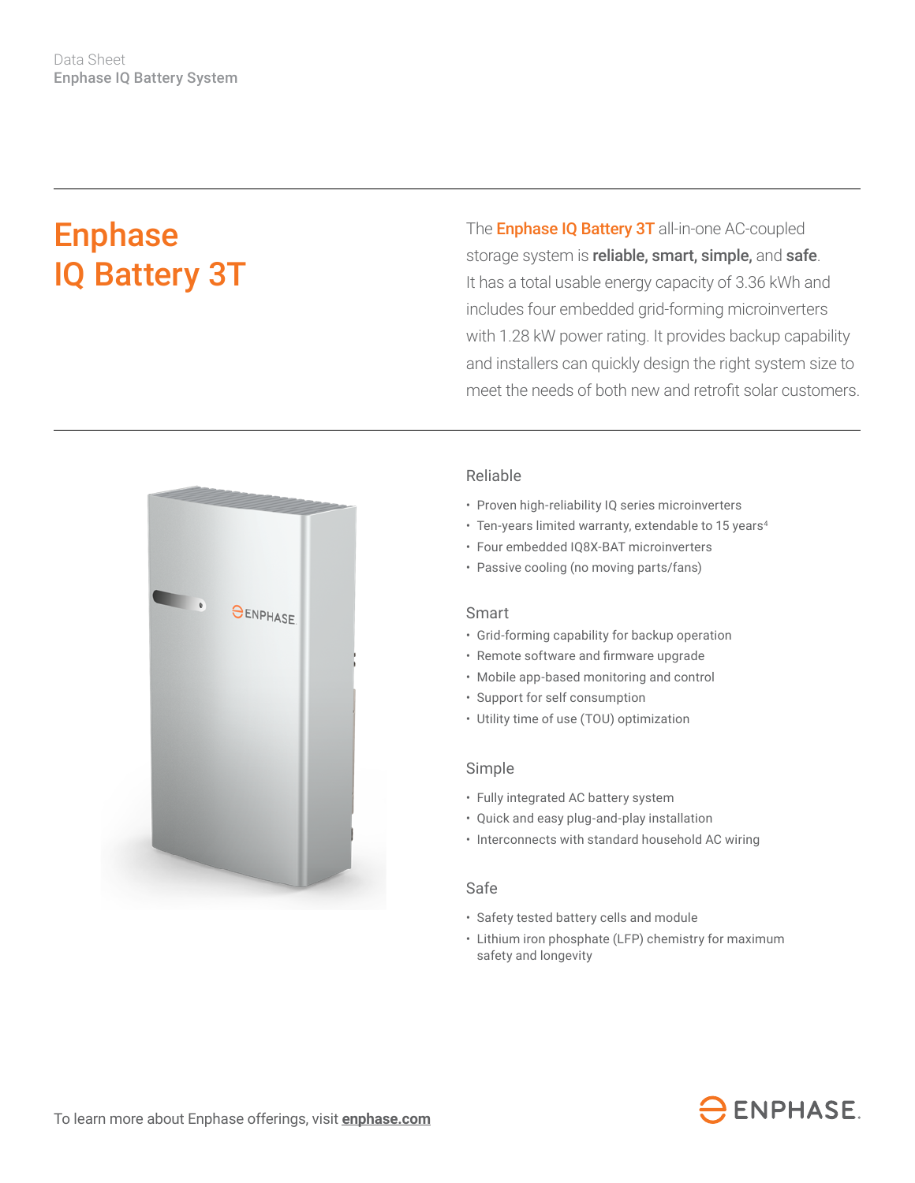Data Sheet
**Enphase IQ Battery System**

# Enphase IQ Battery 3T

The **Enphase IQ Battery 3T** all-in-one AC-coupled storage system is **reliable, smart, simple,** and **safe**. It has a total usable energy capacity of 3.36 kWh and includes four embedded grid-forming microinverters with 1.28 kW power rating. It provides backup capability and installers can quickly design the right system size to meet the needs of both new and retrofit solar customers.

## Reliable

- Proven high-reliability IQ series microinverters
- Ten-years limited warranty, extendable to 15 years[4]
- Four embedded IQ8X-BAT microinverters
- Passive cooling (no moving parts/fans)

## Smart

- Grid-forming capability for backup operation
- Remote software and firmware upgrade
- Mobile app-based monitoring and control
- Support for self consumption
- Utility time of use (TOU) optimization

## Simple

- Fully integrated AC battery system
- Quick and easy plug-and-play installation
- Interconnects with standard household AC wiring

## Safe

- Safety tested battery cells and module
- Lithium iron phosphate (LFP) chemistry for maximum safety and longevity

To learn more about Enphase offerings, visit **enphase.com**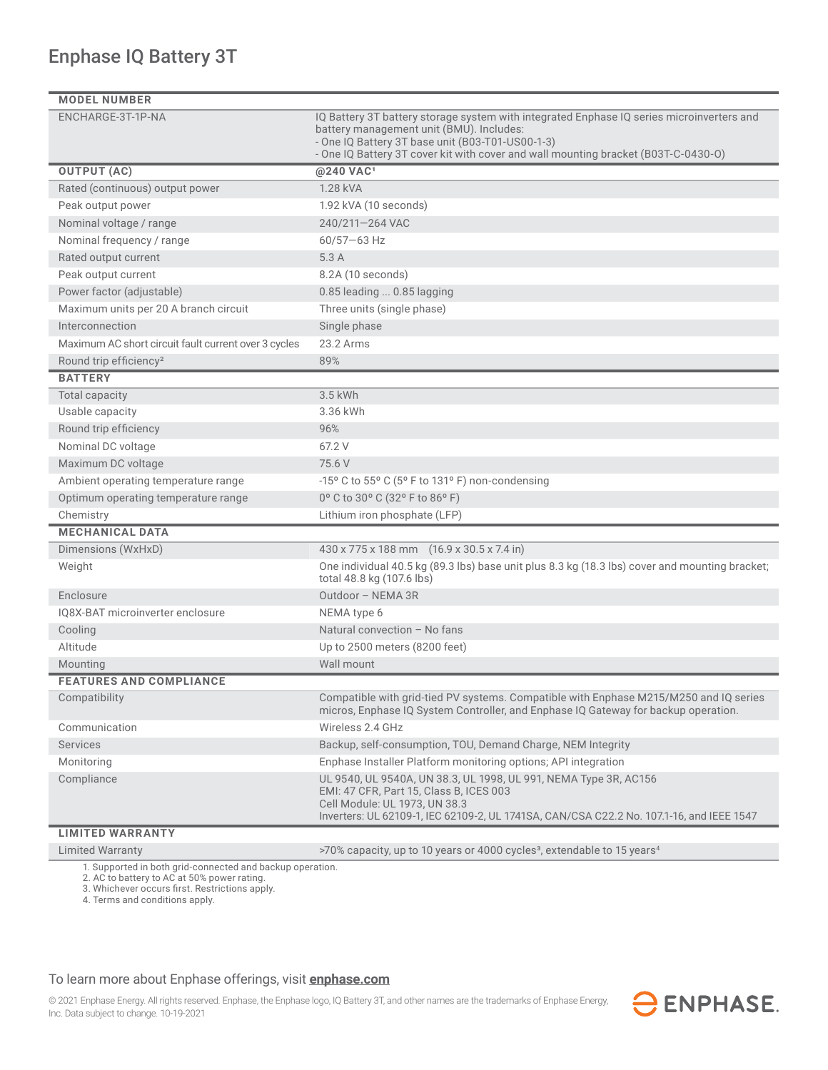# Enphase IQ Battery 3T

| | |
|---|---|
| **MODEL NUMBER** | |
| ENCHARGE-3T-1P-NA | IQ Battery 3T battery storage system with integrated Enphase IQ series microinverters and battery management unit (BMU). Includes:<br>- One IQ Battery 3T base unit (B03-T01-US00-1-3)<br>- One IQ Battery 3T cover kit with cover and wall mounting bracket (B03T-C-0430-O) |
| **OUTPUT (AC)** | **@240 VAC[1]** |
| Rated (continuous) output power | 1.28 kVA |
| Peak output power | 1.92 kVA (10 seconds) |
| Nominal voltage / range | 240/211—264 VAC |
| Nominal frequency / range | 60/57—63 Hz |
| Rated output current | 5.3 A |
| Peak output current | 8.2A (10 seconds) |
| Power factor (adjustable) | 0.85 leading ... 0.85 lagging |
| Maximum units per 20 A branch circuit | Three units (single phase) |
| Interconnection | Single phase |
| Maximum AC short circuit fault current over 3 cycles | 23.2 Arms |
| Round trip efficiency[2] | 89% |
| **BATTERY** | |
| Total capacity | 3.5 kWh |
| Usable capacity | 3.36 kWh |
| Round trip efficiency | 96% |
| Nominal DC voltage | 67.2 V |
| Maximum DC voltage | 75.6 V |
| Ambient operating temperature range | -15º C to 55º C (5º F to 131º F) non-condensing |
| Optimum operating temperature range | 0º C to 30º C (32º F to 86º F) |
| Chemistry | Lithium iron phosphate (LFP) |
| **MECHANICAL DATA** | |
| Dimensions (WxHxD) | 430 x 775 x 188 mm (16.9 x 30.5 x 7.4 in) |
| Weight | One individual 40.5 kg (89.3 lbs) base unit plus 8.3 kg (18.3 lbs) cover and mounting bracket; total 48.8 kg (107.6 lbs) |
| Enclosure | Outdoor – NEMA 3R |
| IQ8X-BAT microinverter enclosure | NEMA type 6 |
| Cooling | Natural convection – No fans |
| Altitude | Up to 2500 meters (8200 feet) |
| Mounting | Wall mount |
| **FEATURES AND COMPLIANCE** | |
| Compatibility | Compatible with grid-tied PV systems. Compatible with Enphase M215/M250 and IQ series micros, Enphase IQ System Controller, and Enphase IQ Gateway for backup operation. |
| Communication | Wireless 2.4 GHz |
| Services | Backup, self-consumption, TOU, Demand Charge, NEM Integrity |
| Monitoring | Enphase Installer Platform monitoring options; API integration |
| Compliance | UL 9540, UL 9540A, UN 38.3, UL 1998, UL 991, NEMA Type 3R, AC156<br>EMI: 47 CFR, Part 15, Class B, ICES 003<br>Cell Module: UL 1973, UN 38.3<br>Inverters: UL 62109-1, IEC 62109-2, UL 1741SA, CAN/CSA C22.2 No. 107.1-16, and IEEE 1547 |
| **LIMITED WARRANTY** | |
| Limited Warranty | >70% capacity, up to 10 years or 4000 cycles[3], extendable to 15 years[4] |

1. Supported in both grid-connected and backup operation.
2. AC to battery to AC at 50% power rating.
3. Whichever occurs first. Restrictions apply.
4. Terms and conditions apply.

To learn more about Enphase offerings, visit **enphase.com**

© 2021 Enphase Energy. All rights reserved. Enphase, the Enphase logo, IQ Battery 3T, and other names are the trademarks of Enphase Energy, Inc. Data subject to change. 10-19-2021

ENPHASE.